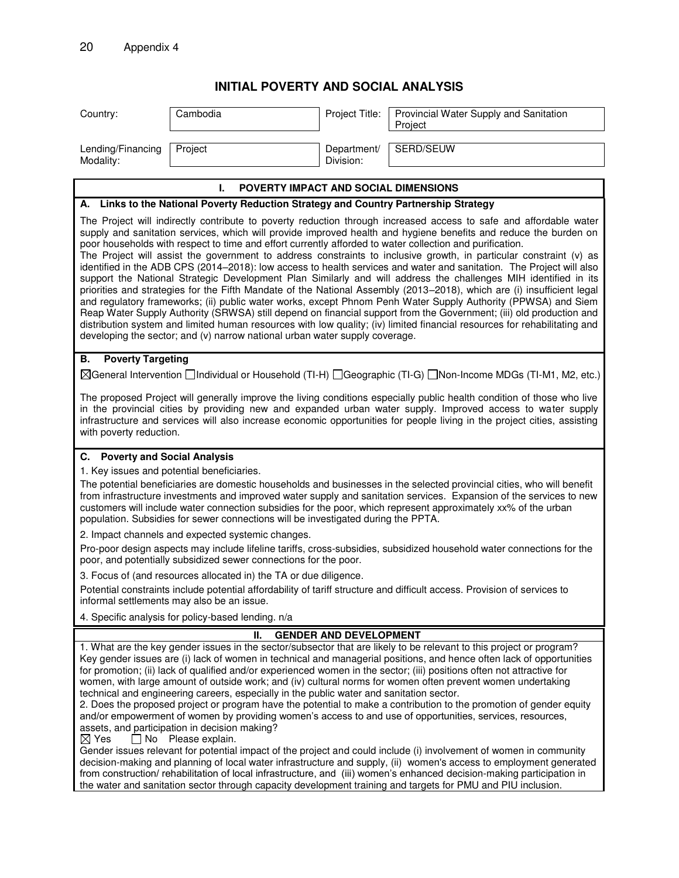Appendix 4

# INITIAL POVERTY AND SOCIAL ANALYSIS

| Country: | Cambodia | Project Title: | Provincial Water Supply and Sanitation Project |
|---|---|---|---|
| Lending/Financing Modality: | Project | Department/ Division: | SERD/SEUW |

## I. POVERTY IMPACT AND SOCIAL DIMENSIONS

### A. Links to the National Poverty Reduction Strategy and Country Partnership Strategy

The Project will indirectly contribute to poverty reduction through increased access to safe and affordable water supply and sanitation services, which will provide improved health and hygiene benefits and reduce the burden on poor households with respect to time and effort currently afforded to water collection and purification.

The Project will assist the government to address constraints to inclusive growth, in particular constraint (v) as identified in the ADB CPS (2014–2018): low access to health services and water and sanitation. The Project will also support the National Strategic Development Plan Similarly and will address the challenges MIH identified in its priorities and strategies for the Fifth Mandate of the National Assembly (2013–2018), which are (i) insufficient legal and regulatory frameworks; (ii) public water works, except Phnom Penh Water Supply Authority (PPWSA) and Siem Reap Water Supply Authority (SRWSA) still depend on financial support from the Government; (iii) old production and distribution system and limited human resources with low quality; (iv) limited financial resources for rehabilitating and developing the sector; and (v) narrow national urban water supply coverage.

### B. Poverty Targeting

☒General Intervention ☐Individual or Household (TI-H) ☐Geographic (TI-G) ☐Non-Income MDGs (TI-M1, M2, etc.)

The proposed Project will generally improve the living conditions especially public health condition of those who live in the provincial cities by providing new and expanded urban water supply. Improved access to water supply infrastructure and services will also increase economic opportunities for people living in the project cities, assisting with poverty reduction.

### C. Poverty and Social Analysis

1. Key issues and potential beneficiaries.

The potential beneficiaries are domestic households and businesses in the selected provincial cities, who will benefit from infrastructure investments and improved water supply and sanitation services. Expansion of the services to new customers will include water connection subsidies for the poor, which represent approximately xx% of the urban population. Subsidies for sewer connections will be investigated during the PPTA.

2. Impact channels and expected systemic changes.

Pro-poor design aspects may include lifeline tariffs, cross-subsidies, subsidized household water connections for the poor, and potentially subsidized sewer connections for the poor.

3. Focus of (and resources allocated in) the TA or due diligence.

Potential constraints include potential affordability of tariff structure and difficult access. Provision of services to informal settlements may also be an issue.

4. Specific analysis for policy-based lending. n/a

## II. GENDER AND DEVELOPMENT

1. What are the key gender issues in the sector/subsector that are likely to be relevant to this project or program?

Key gender issues are (i) lack of women in technical and managerial positions, and hence often lack of opportunities for promotion; (ii) lack of qualified and/or experienced women in the sector; (iii) positions often not attractive for women, with large amount of outside work; and (iv) cultural norms for women often prevent women undertaking technical and engineering careers, especially in the public water and sanitation sector.

2. Does the proposed project or program have the potential to make a contribution to the promotion of gender equity and/or empowerment of women by providing women's access to and use of opportunities, services, resources, assets, and participation in decision making?

☒ Yes ☐ No Please explain.

Gender issues relevant for potential impact of the project and could include (i) involvement of women in community decision-making and planning of local water infrastructure and supply, (ii) women's access to employment generated from construction/ rehabilitation of local infrastructure, and (iii) women's enhanced decision-making participation in the water and sanitation sector through capacity development training and targets for PMU and PIU inclusion.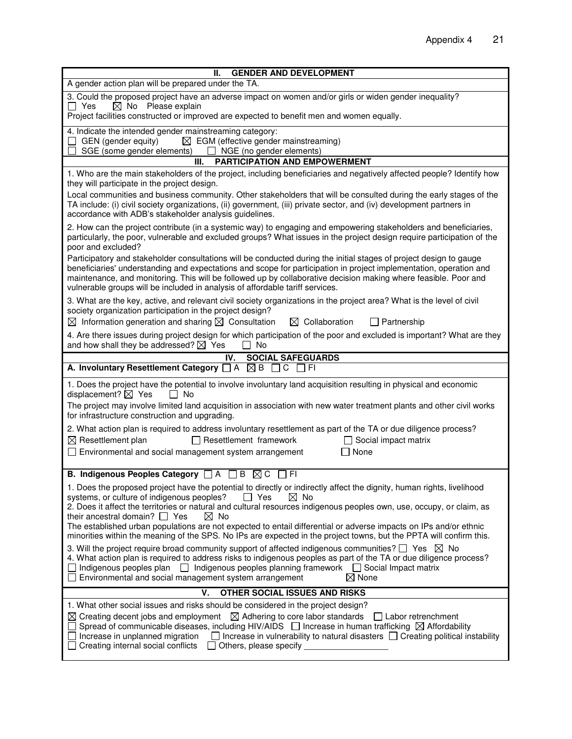## II. GENDER AND DEVELOPMENT

A gender action plan will be prepared under the TA.

3. Could the proposed project have an adverse impact on women and/or girls or widen gender inequality?
☐ Yes ☒ No Please explain
Project facilities constructed or improved are expected to benefit men and women equally.

4. Indicate the intended gender mainstreaming category:
☐ GEN (gender equity) ☒ EGM (effective gender mainstreaming)
☐ SGE (some gender elements) ☐ NGE (no gender elements)

## III. PARTICIPATION AND EMPOWERMENT

1. Who are the main stakeholders of the project, including beneficiaries and negatively affected people? Identify how they will participate in the project design.

Local communities and business community. Other stakeholders that will be consulted during the early stages of the TA include: (i) civil society organizations, (ii) government, (iii) private sector, and (iv) development partners in accordance with ADB's stakeholder analysis guidelines.

2. How can the project contribute (in a systemic way) to engaging and empowering stakeholders and beneficiaries, particularly, the poor, vulnerable and excluded groups? What issues in the project design require participation of the poor and excluded?

Participatory and stakeholder consultations will be conducted during the initial stages of project design to gauge beneficiaries' understanding and expectations and scope for participation in project implementation, operation and maintenance, and monitoring. This will be followed up by collaborative decision making where feasible. Poor and vulnerable groups will be included in analysis of affordable tariff services.

3. What are the key, active, and relevant civil society organizations in the project area? What is the level of civil society organization participation in the project design?
☒ Information generation and sharing ☒ Consultation ☒ Collaboration ☐ Partnership

4. Are there issues during project design for which participation of the poor and excluded is important? What are they and how shall they be addressed? ☒ Yes ☐ No

## IV. SOCIAL SAFEGUARDS

**A. Involuntary Resettlement Category** ☐ A ☒ B ☐ C ☐ FI

1. Does the project have the potential to involve involuntary land acquisition resulting in physical and economic displacement? ☒ Yes ☐ No

The project may involve limited land acquisition in association with new water treatment plants and other civil works for infrastructure construction and upgrading.

2. What action plan is required to address involuntary resettlement as part of the TA or due diligence process?
☒ Resettlement plan ☐ Resettlement framework ☐ Social impact matrix
☐ Environmental and social management system arrangement ☐ None

**B. Indigenous Peoples Category** ☐ A ☐ B ☒ C ☐ FI

1. Does the proposed project have the potential to directly or indirectly affect the dignity, human rights, livelihood systems, or culture of indigenous peoples? ☐ Yes ☒ No
2. Does it affect the territories or natural and cultural resources indigenous peoples own, use, occupy, or claim, as their ancestral domain? ☐ Yes ☒ No
The established urban populations are not expected to entail differential or adverse impacts on IPs and/or ethnic minorities within the meaning of the SPS. No IPs are expected in the project towns, but the PPTA will confirm this.

3. Will the project require broad community support of affected indigenous communities? ☐ Yes ☒ No
4. What action plan is required to address risks to indigenous peoples as part of the TA or due diligence process?
☐ Indigenous peoples plan ☐ Indigenous peoples planning framework ☐ Social Impact matrix
☐ Environmental and social management system arrangement ☒ None

## V. OTHER SOCIAL ISSUES AND RISKS

1. What other social issues and risks should be considered in the project design?
☒ Creating decent jobs and employment ☒ Adhering to core labor standards ☐ Labor retrenchment
☐ Spread of communicable diseases, including HIV/AIDS ☐ Increase in human trafficking ☒ Affordability
☐ Increase in unplanned migration ☐ Increase in vulnerability to natural disasters ☐ Creating political instability
☐ Creating internal social conflicts ☐ Others, please specify ________________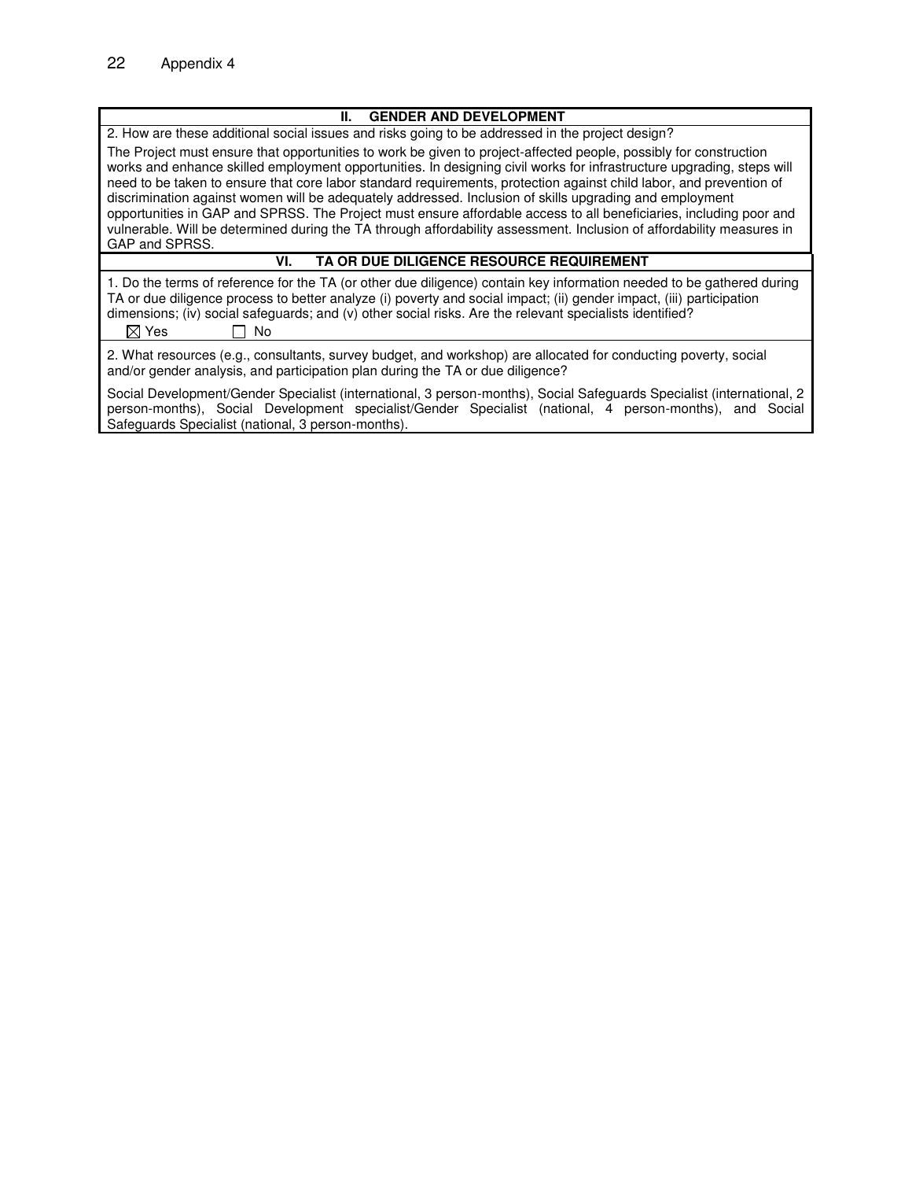## II. GENDER AND DEVELOPMENT

2. How are these additional social issues and risks going to be addressed in the project design?

The Project must ensure that opportunities to work be given to project-affected people, possibly for construction works and enhance skilled employment opportunities. In designing civil works for infrastructure upgrading, steps will need to be taken to ensure that core labor standard requirements, protection against child labor, and prevention of discrimination against women will be adequately addressed. Inclusion of skills upgrading and employment opportunities in GAP and SPRSS. The Project must ensure affordable access to all beneficiaries, including poor and vulnerable. Will be determined during the TA through affordability assessment. Inclusion of affordability measures in GAP and SPRSS.

## VI. TA OR DUE DILIGENCE RESOURCE REQUIREMENT

1. Do the terms of reference for the TA (or other due diligence) contain key information needed to be gathered during TA or due diligence process to better analyze (i) poverty and social impact; (ii) gender impact, (iii) participation dimensions; (iv) social safeguards; and (v) other social risks. Are the relevant specialists identified?

☒ Yes ☐ No

2. What resources (e.g., consultants, survey budget, and workshop) are allocated for conducting poverty, social and/or gender analysis, and participation plan during the TA or due diligence?

Social Development/Gender Specialist (international, 3 person-months), Social Safeguards Specialist (international, 2 person-months), Social Development specialist/Gender Specialist (national, 4 person-months), and Social Safeguards Specialist (national, 3 person-months).